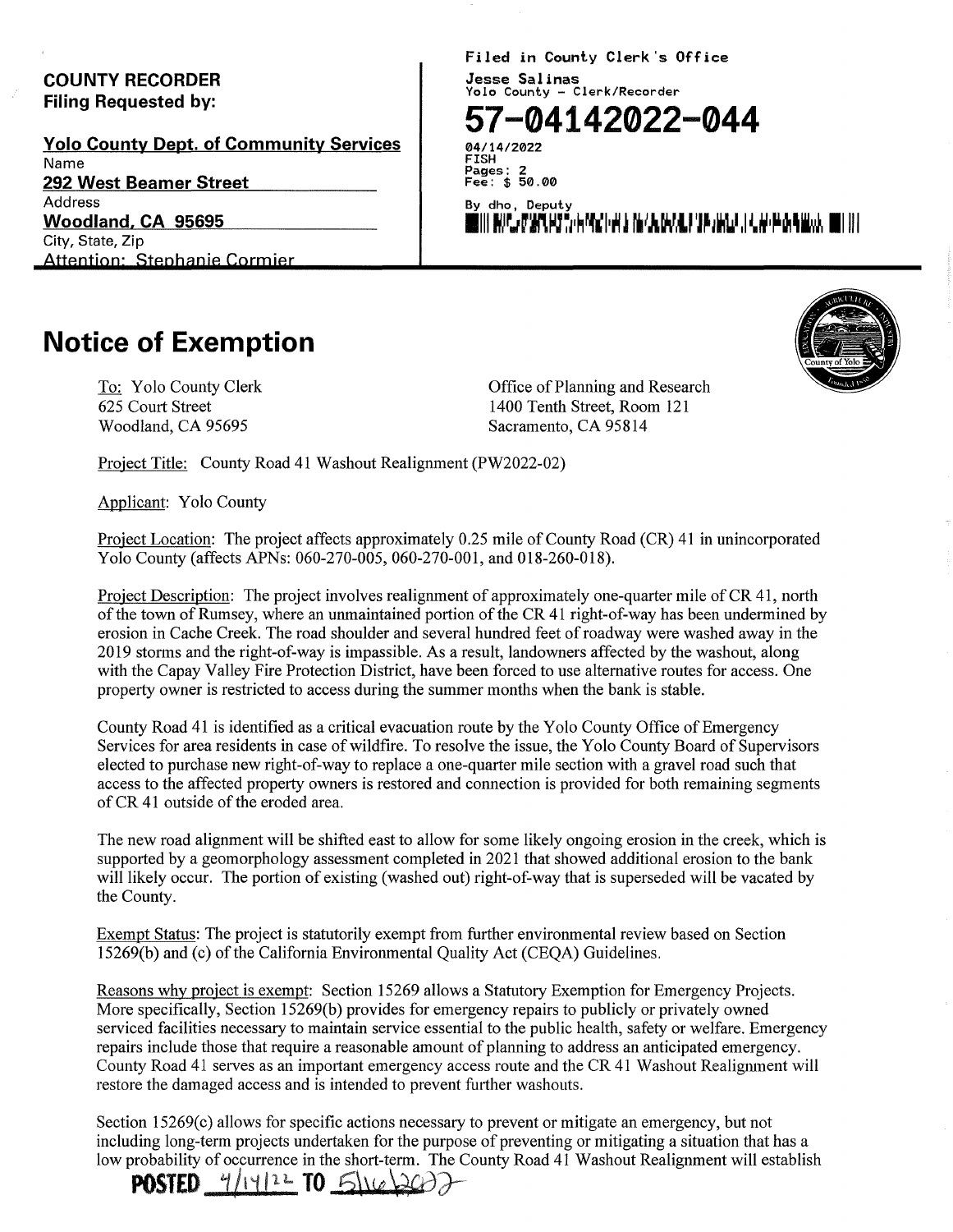**COUNTY RECORDER**
**Filing Requested by:**

**Yolo County Dept. of Community Services**
Name
**292 West Beamer Street**
Address
**Woodland, CA 95695**
City, State, Zip
Attention: Stephanie Cormier

Filed in County Clerk's Office
Jesse Salinas
Yolo County – Clerk/Recorder

**57-04142022-044**

04/14/2022
FISH
Pages: 2
Fee: $ 50.00
By dho, Deputy

# Notice of Exemption

To: Yolo County Clerk
625 Court Street
Woodland, CA 95695

Office of Planning and Research
1400 Tenth Street, Room 121
Sacramento, CA 95814

Project Title: County Road 41 Washout Realignment (PW2022-02)

Applicant: Yolo County

Project Location: The project affects approximately 0.25 mile of County Road (CR) 41 in unincorporated Yolo County (affects APNs: 060-270-005, 060-270-001, and 018-260-018).

Project Description: The project involves realignment of approximately one-quarter mile of CR 41, north of the town of Rumsey, where an unmaintained portion of the CR 41 right-of-way has been undermined by erosion in Cache Creek. The road shoulder and several hundred feet of roadway were washed away in the 2019 storms and the right-of-way is impassible. As a result, landowners affected by the washout, along with the Capay Valley Fire Protection District, have been forced to use alternative routes for access. One property owner is restricted to access during the summer months when the bank is stable.

County Road 41 is identified as a critical evacuation route by the Yolo County Office of Emergency Services for area residents in case of wildfire. To resolve the issue, the Yolo County Board of Supervisors elected to purchase new right-of-way to replace a one-quarter mile section with a gravel road such that access to the affected property owners is restored and connection is provided for both remaining segments of CR 41 outside of the eroded area.

The new road alignment will be shifted east to allow for some likely ongoing erosion in the creek, which is supported by a geomorphology assessment completed in 2021 that showed additional erosion to the bank will likely occur. The portion of existing (washed out) right-of-way that is superseded will be vacated by the County.

Exempt Status: The project is statutorily exempt from further environmental review based on Section 15269(b) and (c) of the California Environmental Quality Act (CEQA) Guidelines.

Reasons why project is exempt: Section 15269 allows a Statutory Exemption for Emergency Projects. More specifically, Section 15269(b) provides for emergency repairs to publicly or privately owned serviced facilities necessary to maintain service essential to the public health, safety or welfare. Emergency repairs include those that require a reasonable amount of planning to address an anticipated emergency. County Road 41 serves as an important emergency access route and the CR 41 Washout Realignment will restore the damaged access and is intended to prevent further washouts.

Section 15269(c) allows for specific actions necessary to prevent or mitigate an emergency, but not including long-term projects undertaken for the purpose of preventing or mitigating a situation that has a low probability of occurrence in the short-term. The County Road 41 Washout Realignment will establish

**POSTED** 4/14/22 **TO** 5/16/2022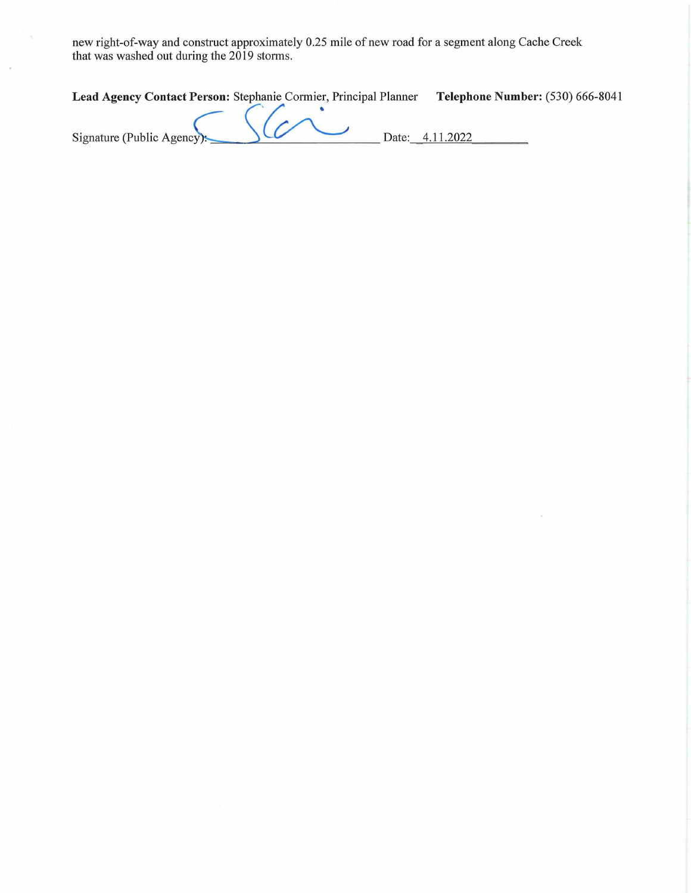new right-of-way and construct approximately 0.25 mile of new road for a segment along Cache Creek that was washed out during the 2019 storms.

**Lead Agency Contact Person:** Stephanie Cormier, Principal Planner **Telephone Number:** (530) 666-8041

Signature (Public Agency): ______________________ Date: 4.11.2022